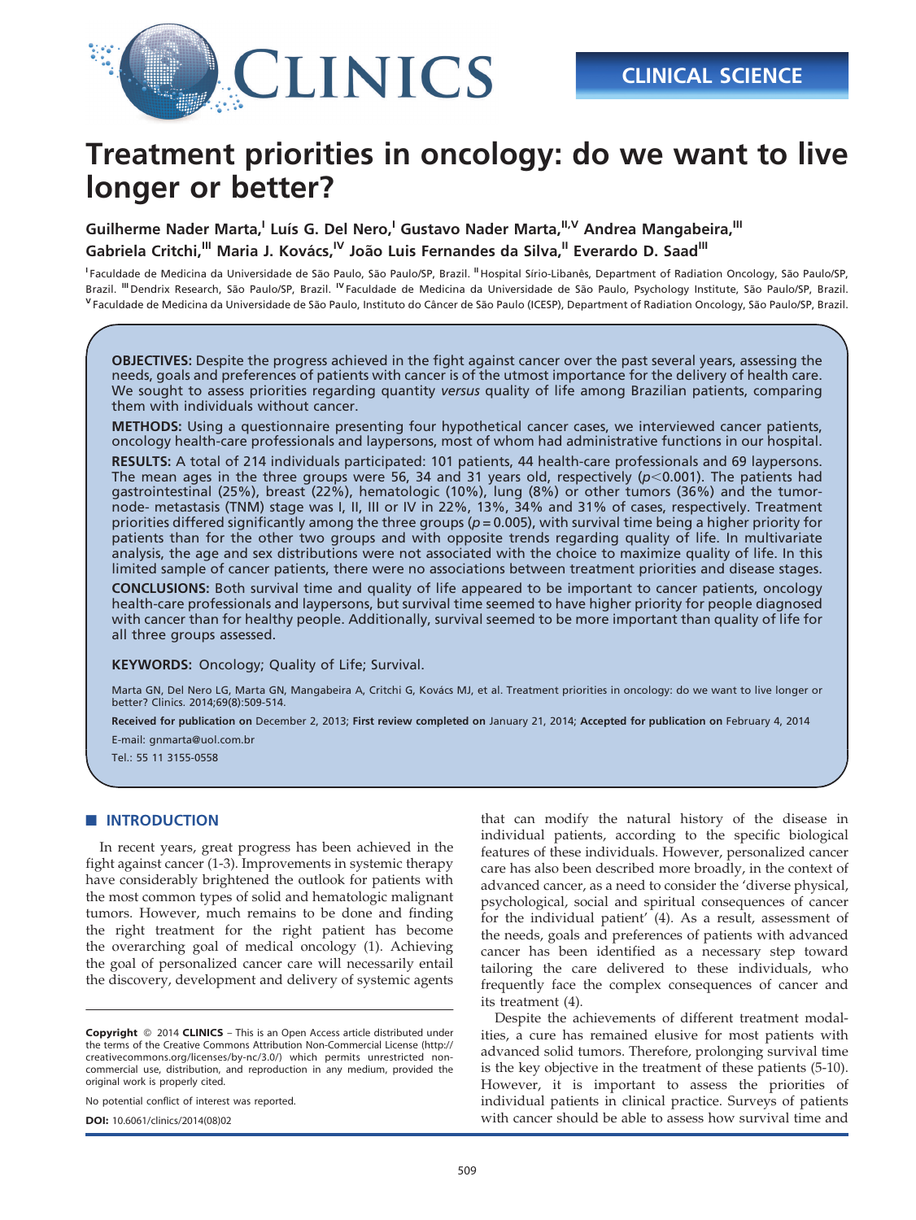CLINICAL SCIENCE

# Treatment priorities in oncology: do we want to live longer or better?

**Guilherme Nader Marta,[I] Luís G. Del Nero,[I] Gustavo Nader Marta,[II,V] Andrea Mangabeira,[III] Gabriela Critchi,[III] Maria J. Kovács,[IV] João Luis Fernandes da Silva,[II] Everardo D. Saad[III]**

[I] Faculdade de Medicina da Universidade de São Paulo, São Paulo/SP, Brazil. [II] Hospital Sírio-Libanês, Department of Radiation Oncology, São Paulo/SP, Brazil. [III] Dendrix Research, São Paulo/SP, Brazil. [IV] Faculdade de Medicina da Universidade de São Paulo, Psychology Institute, São Paulo/SP, Brazil. [V] Faculdade de Medicina da Universidade de São Paulo, Instituto do Câncer de São Paulo (ICESP), Department of Radiation Oncology, São Paulo/SP, Brazil.

**OBJECTIVES:** Despite the progress achieved in the fight against cancer over the past several years, assessing the needs, goals and preferences of patients with cancer is of the utmost importance for the delivery of health care. We sought to assess priorities regarding quantity *versus* quality of life among Brazilian patients, comparing them with individuals without cancer.

**METHODS:** Using a questionnaire presenting four hypothetical cancer cases, we interviewed cancer patients, oncology health-care professionals and laypersons, most of whom had administrative functions in our hospital.

**RESULTS:** A total of 214 individuals participated: 101 patients, 44 health-care professionals and 69 laypersons. The mean ages in the three groups were 56, 34 and 31 years old, respectively ($p<0.001$). The patients had gastrointestinal (25%), breast (22%), hematologic (10%), lung (8%) or other tumors (36%) and the tumor-node- metastasis (TNM) stage was I, II, III or IV in 22%, 13%, 34% and 31% of cases, respectively. Treatment priorities differed significantly among the three groups ($p = 0.005$), with survival time being a higher priority for patients than for the other two groups and with opposite trends regarding quality of life. In multivariate analysis, the age and sex distributions were not associated with the choice to maximize quality of life. In this limited sample of cancer patients, there were no associations between treatment priorities and disease stages.

**CONCLUSIONS:** Both survival time and quality of life appeared to be important to cancer patients, oncology health-care professionals and laypersons, but survival time seemed to have higher priority for people diagnosed with cancer than for healthy people. Additionally, survival seemed to be more important than quality of life for all three groups assessed.

**KEYWORDS:** Oncology; Quality of Life; Survival.

Marta GN, Del Nero LG, Marta GN, Mangabeira A, Critchi G, Kovács MJ, et al. Treatment priorities in oncology: do we want to live longer or better? Clinics. 2014;69(8):509-514.

**Received for publication on** December 2, 2013; **First review completed on** January 21, 2014; **Accepted for publication on** February 4, 2014

E-mail: gnmarta@uol.com.br

Tel.: 55 11 3155-0558

## INTRODUCTION

In recent years, great progress has been achieved in the fight against cancer (1-3). Improvements in systemic therapy have considerably brightened the outlook for patients with the most common types of solid and hematologic malignant tumors. However, much remains to be done and finding the right treatment for the right patient has become the overarching goal of medical oncology (1). Achieving the goal of personalized cancer care will necessarily entail the discovery, development and delivery of systemic agents that can modify the natural history of the disease in individual patients, according to the specific biological features of these individuals. However, personalized cancer care has also been described more broadly, in the context of advanced cancer, as a need to consider the 'diverse physical, psychological, social and spiritual consequences of cancer for the individual patient' (4). As a result, assessment of the needs, goals and preferences of patients with advanced cancer has been identified as a necessary step toward tailoring the care delivered to these individuals, who frequently face the complex consequences of cancer and its treatment (4).

Despite the achievements of different treatment modalities, a cure has remained elusive for most patients with advanced solid tumors. Therefore, prolonging survival time is the key objective in the treatment of these patients (5-10). However, it is important to assess the priorities of individual patients in clinical practice. Surveys of patients with cancer should be able to assess how survival time and

**Copyright** © 2014 **CLINICS** – This is an Open Access article distributed under the terms of the Creative Commons Attribution Non-Commercial License (http://creativecommons.org/licenses/by-nc/3.0/) which permits unrestricted non-commercial use, distribution, and reproduction in any medium, provided the original work is properly cited.

No potential conflict of interest was reported.

**DOI:** 10.6061/clinics/2014(08)02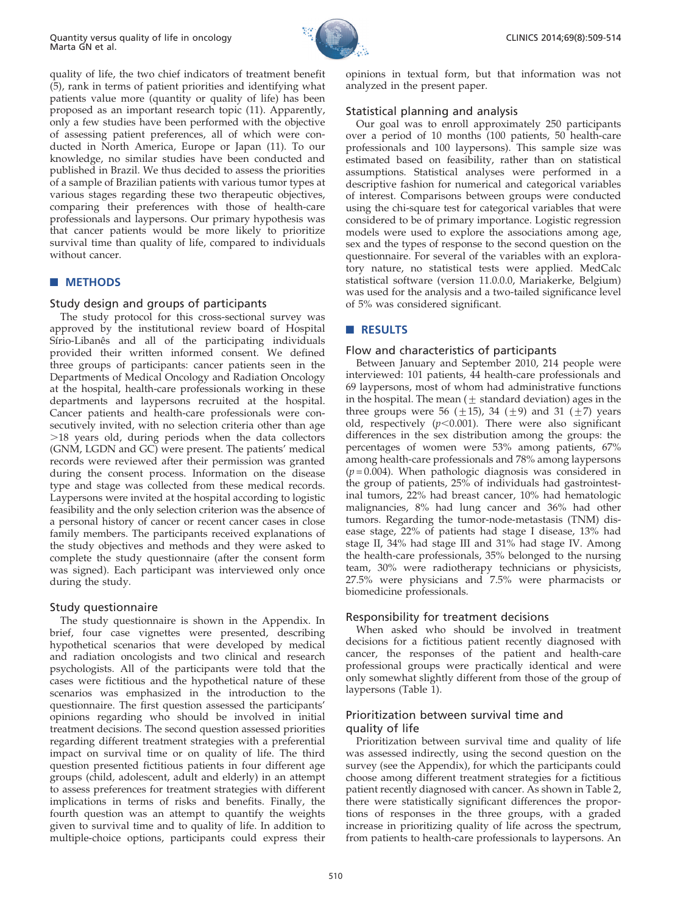quality of life, the two chief indicators of treatment benefit (5), rank in terms of patient priorities and identifying what patients value more (quantity or quality of life) has been proposed as an important research topic (11). Apparently, only a few studies have been performed with the objective of assessing patient preferences, all of which were conducted in North America, Europe or Japan (11). To our knowledge, no similar studies have been conducted and published in Brazil. We thus decided to assess the priorities of a sample of Brazilian patients with various tumor types at various stages regarding these two therapeutic objectives, comparing their preferences with those of health-care professionals and laypersons. Our primary hypothesis was that cancer patients would be more likely to prioritize survival time than quality of life, compared to individuals without cancer.

## METHODS

### Study design and groups of participants

The study protocol for this cross-sectional survey was approved by the institutional review board of Hospital Sírio-Libanês and all of the participating individuals provided their written informed consent. We defined three groups of participants: cancer patients seen in the Departments of Medical Oncology and Radiation Oncology at the hospital, health-care professionals working in these departments and laypersons recruited at the hospital. Cancer patients and health-care professionals were consecutively invited, with no selection criteria other than age >18 years old, during periods when the data collectors (GNM, LGDN and GC) were present. The patients' medical records were reviewed after their permission was granted during the consent process. Information on the disease type and stage was collected from these medical records. Laypersons were invited at the hospital according to logistic feasibility and the only selection criterion was the absence of a personal history of cancer or recent cancer cases in close family members. The participants received explanations of the study objectives and methods and they were asked to complete the study questionnaire (after the consent form was signed). Each participant was interviewed only once during the study.

### Study questionnaire

The study questionnaire is shown in the Appendix. In brief, four case vignettes were presented, describing hypothetical scenarios that were developed by medical and radiation oncologists and two clinical and research psychologists. All of the participants were told that the cases were fictitious and the hypothetical nature of these scenarios was emphasized in the introduction to the questionnaire. The first question assessed the participants' opinions regarding who should be involved in initial treatment decisions. The second question assessed priorities regarding different treatment strategies with a preferential impact on survival time or on quality of life. The third question presented fictitious patients in four different age groups (child, adolescent, adult and elderly) in an attempt to assess preferences for treatment strategies with different implications in terms of risks and benefits. Finally, the fourth question was an attempt to quantify the weights given to survival time and to quality of life. In addition to multiple-choice options, participants could express their opinions in textual form, but that information was not analyzed in the present paper.

### Statistical planning and analysis

Our goal was to enroll approximately 250 participants over a period of 10 months (100 patients, 50 health-care professionals and 100 laypersons). This sample size was estimated based on feasibility, rather than on statistical assumptions. Statistical analyses were performed in a descriptive fashion for numerical and categorical variables of interest. Comparisons between groups were conducted using the chi-square test for categorical variables that were considered to be of primary importance. Logistic regression models were used to explore the associations among age, sex and the types of response to the second question on the questionnaire. For several of the variables with an exploratory nature, no statistical tests were applied. MedCalc statistical software (version 11.0.0.0, Mariakerke, Belgium) was used for the analysis and a two-tailed significance level of 5% was considered significant.

## RESULTS

### Flow and characteristics of participants

Between January and September 2010, 214 people were interviewed: 101 patients, 44 health-care professionals and 69 laypersons, most of whom had administrative functions in the hospital. The mean ($\pm$ standard deviation) ages in the three groups were 56 ($\pm$15), 34 ($\pm$9) and 31 ($\pm$7) years old, respectively ($p<0.001$). There were also significant differences in the sex distribution among the groups: the percentages of women were 53% among patients, 67% among health-care professionals and 78% among laypersons ($p=0.004$). When pathologic diagnosis was considered in the group of patients, 25% of individuals had gastrointestinal tumors, 22% had breast cancer, 10% had hematologic malignancies, 8% had lung cancer and 36% had other tumors. Regarding the tumor-node-metastasis (TNM) disease stage, 22% of patients had stage I disease, 13% had stage II, 34% had stage III and 31% had stage IV. Among the health-care professionals, 35% belonged to the nursing team, 30% were radiotherapy technicians or physicists, 27.5% were physicians and 7.5% were pharmacists or biomedicine professionals.

### Responsibility for treatment decisions

When asked who should be involved in treatment decisions for a fictitious patient recently diagnosed with cancer, the responses of the patient and health-care professional groups were practically identical and were only somewhat slightly different from those of the group of laypersons (Table 1).

### Prioritization between survival time and quality of life

Prioritization between survival time and quality of life was assessed indirectly, using the second question on the survey (see the Appendix), for which the participants could choose among different treatment strategies for a fictitious patient recently diagnosed with cancer. As shown in Table 2, there were statistically significant differences the proportions of responses in the three groups, with a graded increase in prioritizing quality of life across the spectrum, from patients to health-care professionals to laypersons. An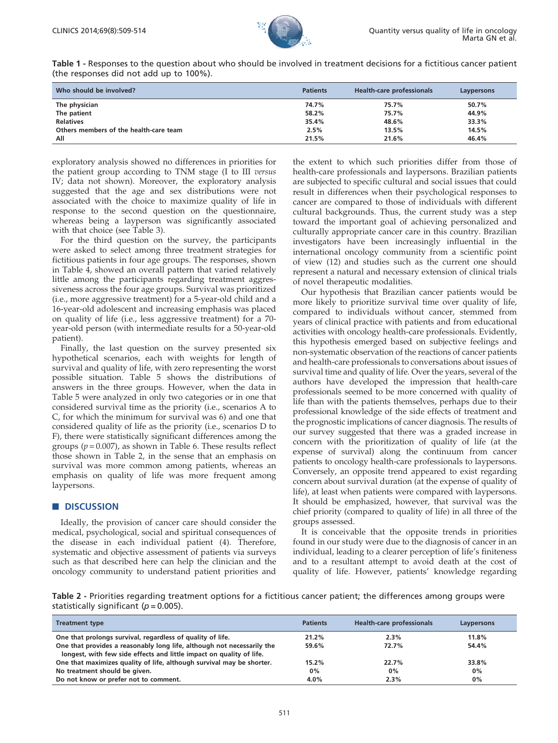**Table 1 -** Responses to the question about who should be involved in treatment decisions for a fictitious cancer patient (the responses did not add up to 100%).

| Who should be involved? | Patients | Health-care professionals | Laypersons |
|---|---|---|---|
| The physician | 74.7% | 75.7% | 50.7% |
| The patient | 58.2% | 75.7% | 44.9% |
| Relatives | 35.4% | 48.6% | 33.3% |
| Others members of the health-care team | 2.5% | 13.5% | 14.5% |
| All | 21.5% | 21.6% | 46.4% |

exploratory analysis showed no differences in priorities for the patient group according to TNM stage (I to III *versus* IV; data not shown). Moreover, the exploratory analysis suggested that the age and sex distributions were not associated with the choice to maximize quality of life in response to the second question on the questionnaire, whereas being a layperson was significantly associated with that choice (see Table 3).

For the third question on the survey, the participants were asked to select among three treatment strategies for fictitious patients in four age groups. The responses, shown in Table 4, showed an overall pattern that varied relatively little among the participants regarding treatment aggressiveness across the four age groups. Survival was prioritized (i.e., more aggressive treatment) for a 5-year-old child and a 16-year-old adolescent and increasing emphasis was placed on quality of life (i.e., less aggressive treatment) for a 70-year-old person (with intermediate results for a 50-year-old patient).

Finally, the last question on the survey presented six hypothetical scenarios, each with weights for length of survival and quality of life, with zero representing the worst possible situation. Table 5 shows the distributions of answers in the three groups. However, when the data in Table 5 were analyzed in only two categories or in one that considered survival time as the priority (i.e., scenarios A to C, for which the minimum for survival was 6) and one that considered quality of life as the priority (i.e., scenarios D to F), there were statistically significant differences among the groups ($p = 0.007$), as shown in Table 6. These results reflect those shown in Table 2, in the sense that an emphasis on survival was more common among patients, whereas an emphasis on quality of life was more frequent among laypersons.

## DISCUSSION

Ideally, the provision of cancer care should consider the medical, psychological, social and spiritual consequences of the disease in each individual patient (4). Therefore, systematic and objective assessment of patients via surveys such as that described here can help the clinician and the oncology community to understand patient priorities and the extent to which such priorities differ from those of health-care professionals and laypersons. Brazilian patients are subjected to specific cultural and social issues that could result in differences when their psychological responses to cancer are compared to those of individuals with different cultural backgrounds. Thus, the current study was a step toward the important goal of achieving personalized and culturally appropriate cancer care in this country. Brazilian investigators have been increasingly influential in the international oncology community from a scientific point of view (12) and studies such as the current one should represent a natural and necessary extension of clinical trials of novel therapeutic modalities.

Our hypothesis that Brazilian cancer patients would be more likely to prioritize survival time over quality of life, compared to individuals without cancer, stemmed from years of clinical practice with patients and from educational activities with oncology health-care professionals. Evidently, this hypothesis emerged based on subjective feelings and non-systematic observation of the reactions of cancer patients and health-care professionals to conversations about issues of survival time and quality of life. Over the years, several of the authors have developed the impression that health-care professionals seemed to be more concerned with quality of life than with the patients themselves, perhaps due to their professional knowledge of the side effects of treatment and the prognostic implications of cancer diagnosis. The results of our survey suggested that there was a graded increase in concern with the prioritization of quality of life (at the expense of survival) along the continuum from cancer patients to oncology health-care professionals to laypersons. Conversely, an opposite trend appeared to exist regarding concern about survival duration (at the expense of quality of life), at least when patients were compared with laypersons. It should be emphasized, however, that survival was the chief priority (compared to quality of life) in all three of the groups assessed.

It is conceivable that the opposite trends in priorities found in our study were due to the diagnosis of cancer in an individual, leading to a clearer perception of life's finiteness and to a resultant attempt to avoid death at the cost of quality of life. However, patients' knowledge regarding

**Table 2 -** Priorities regarding treatment options for a fictitious cancer patient; the differences among groups were statistically significant ($p = 0.005$).

| Treatment type | Patients | Health-care professionals | Laypersons |
|---|---|---|---|
| One that prolongs survival, regardless of quality of life. | 21.2% | 2.3% | 11.8% |
| One that provides a reasonably long life, although not necessarily the longest, with few side effects and little impact on quality of life. | 59.6% | 72.7% | 54.4% |
| One that maximizes quality of life, although survival may be shorter. | 15.2% | 22.7% | 33.8% |
| No treatment should be given. | 0% | 0% | 0% |
| Do not know or prefer not to comment. | 4.0% | 2.3% | 0% |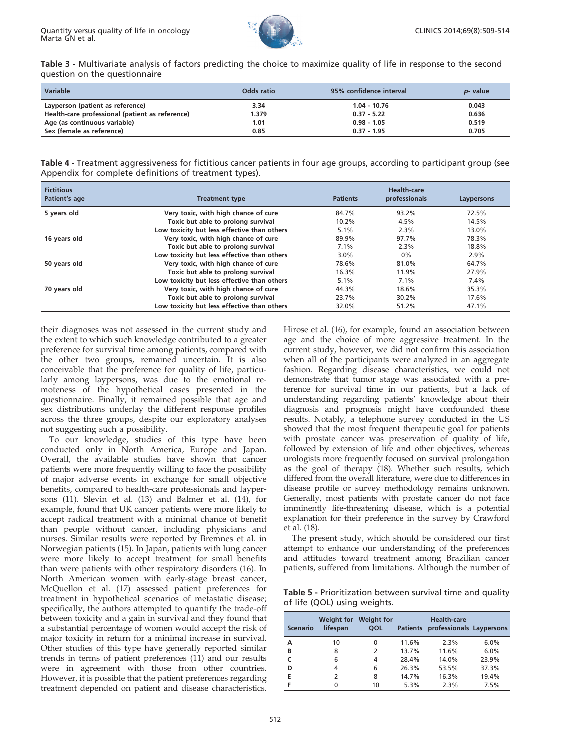**Table 3 -** Multivariate analysis of factors predicting the choice to maximize quality of life in response to the second question on the questionnaire

| Variable | Odds ratio | 95% confidence interval | *p*- value |
|---|---|---|---|
| Layperson (patient as reference) | 3.34 | 1.04 - 10.76 | 0.043 |
| Health-care professional (patient as reference) | 1.379 | 0.37 - 5.22 | 0.636 |
| Age (as continuous variable) | 1.01 | 0.98 - 1.05 | 0.519 |
| Sex (female as reference) | 0.85 | 0.37 - 1.95 | 0.705 |

**Table 4 -** Treatment aggressiveness for fictitious cancer patients in four age groups, according to participant group (see Appendix for complete definitions of treatment types).

| Fictitious Patient's age | Treatment type | Patients | Health-care professionals | Laypersons |
|---|---|---|---|---|
| 5 years old | Very toxic, with high chance of cure | 84.7% | 93.2% | 72.5% |
| | Toxic but able to prolong survival | 10.2% | 4.5% | 14.5% |
| | Low toxicity but less effective than others | 5.1% | 2.3% | 13.0% |
| 16 years old | Very toxic, with high chance of cure | 89.9% | 97.7% | 78.3% |
| | Toxic but able to prolong survival | 7.1% | 2.3% | 18.8% |
| | Low toxicity but less effective than others | 3.0% | 0% | 2.9% |
| 50 years old | Very toxic, with high chance of cure | 78.6% | 81.0% | 64.7% |
| | Toxic but able to prolong survival | 16.3% | 11.9% | 27.9% |
| | Low toxicity but less effective than others | 5.1% | 7.1% | 7.4% |
| 70 years old | Very toxic, with high chance of cure | 44.3% | 18.6% | 35.3% |
| | Toxic but able to prolong survival | 23.7% | 30.2% | 17.6% |
| | Low toxicity but less effective than others | 32.0% | 51.2% | 47.1% |

their diagnoses was not assessed in the current study and the extent to which such knowledge contributed to a greater preference for survival time among patients, compared with the other two groups, remained uncertain. It is also conceivable that the preference for quality of life, particularly among laypersons, was due to the emotional remoteness of the hypothetical cases presented in the questionnaire. Finally, it remained possible that age and sex distributions underlay the different response profiles across the three groups, despite our exploratory analyses not suggesting such a possibility.

To our knowledge, studies of this type have been conducted only in North America, Europe and Japan. Overall, the available studies have shown that cancer patients were more frequently willing to face the possibility of major adverse events in exchange for small objective benefits, compared to health-care professionals and laypersons (11). Slevin et al. (13) and Balmer et al. (14), for example, found that UK cancer patients were more likely to accept radical treatment with a minimal chance of benefit than people without cancer, including physicians and nurses. Similar results were reported by Bremnes et al. in Norwegian patients (15). In Japan, patients with lung cancer were more likely to accept treatment for small benefits than were patients with other respiratory disorders (16). In North American women with early-stage breast cancer, McQuellon et al. (17) assessed patient preferences for treatment in hypothetical scenarios of metastatic disease; specifically, the authors attempted to quantify the trade-off between toxicity and a gain in survival and they found that a substantial percentage of women would accept the risk of major toxicity in return for a minimal increase in survival. Other studies of this type have generally reported similar trends in terms of patient preferences (11) and our results were in agreement with those from other countries. However, it is possible that the patient preferences regarding treatment depended on patient and disease characteristics. Hirose et al. (16), for example, found an association between age and the choice of more aggressive treatment. In the current study, however, we did not confirm this association when all of the participants were analyzed in an aggregate fashion. Regarding disease characteristics, we could not demonstrate that tumor stage was associated with a preference for survival time in our patients, but a lack of understanding regarding patients' knowledge about their diagnosis and prognosis might have confounded these results. Notably, a telephone survey conducted in the US showed that the most frequent therapeutic goal for patients with prostate cancer was preservation of quality of life, followed by extension of life and other objectives, whereas urologists more frequently focused on survival prolongation as the goal of therapy (18). Whether such results, which differed from the overall literature, were due to differences in disease profile or survey methodology remains unknown. Generally, most patients with prostate cancer do not face imminently life-threatening disease, which is a potential explanation for their preference in the survey by Crawford et al. (18).

The present study, which should be considered our first attempt to enhance our understanding of the preferences and attitudes toward treatment among Brazilian cancer patients, suffered from limitations. Although the number of

**Table 5 -** Prioritization between survival time and quality of life (QOL) using weights.

| Scenario | Weight for lifespan | Weight for QOL | Patients | Health-care professionals | Laypersons |
|---|---|---|---|---|---|
| A | 10 | 0 | 11.6% | 2.3% | 6.0% |
| B | 8 | 2 | 13.7% | 11.6% | 6.0% |
| C | 6 | 4 | 28.4% | 14.0% | 23.9% |
| D | 4 | 6 | 26.3% | 53.5% | 37.3% |
| E | 2 | 8 | 14.7% | 16.3% | 19.4% |
| F | 0 | 10 | 5.3% | 2.3% | 7.5% |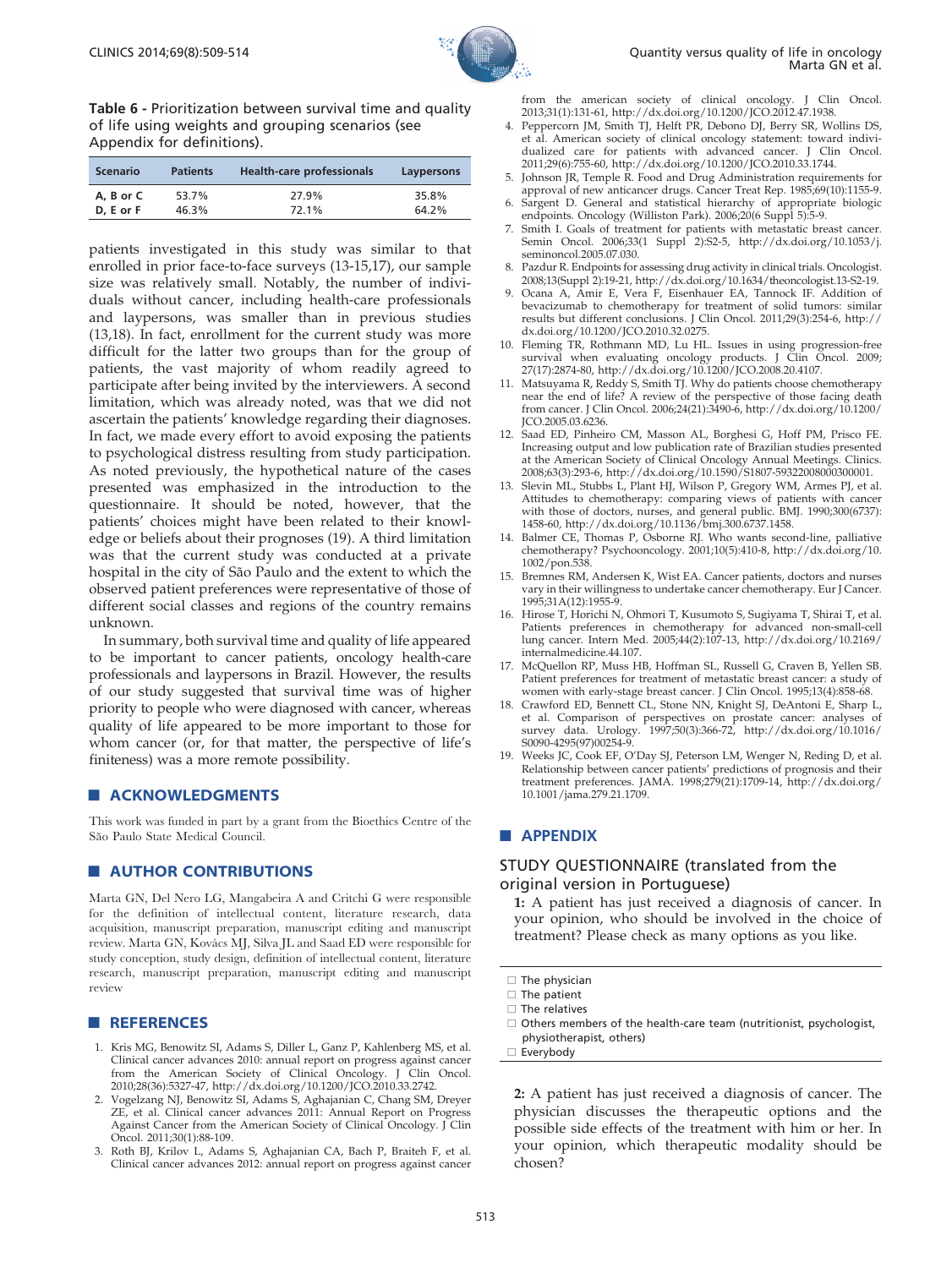**Table 6 -** Prioritization between survival time and quality of life using weights and grouping scenarios (see Appendix for definitions).

| Scenario | Patients | Health-care professionals | Laypersons |
|---|---|---|---|
| A, B or C | 53.7% | 27.9% | 35.8% |
| D, E or F | 46.3% | 72.1% | 64.2% |

patients investigated in this study was similar to that enrolled in prior face-to-face surveys (13-15,17), our sample size was relatively small. Notably, the number of individuals without cancer, including health-care professionals and laypersons, was smaller than in previous studies (13,18). In fact, enrollment for the current study was more difficult for the latter two groups than for the group of patients, the vast majority of whom readily agreed to participate after being invited by the interviewers. A second limitation, which was already noted, was that we did not ascertain the patients' knowledge regarding their diagnoses. In fact, we made every effort to avoid exposing the patients to psychological distress resulting from study participation. As noted previously, the hypothetical nature of the cases presented was emphasized in the introduction to the questionnaire. It should be noted, however, that the patients' choices might have been related to their knowledge or beliefs about their prognoses (19). A third limitation was that the current study was conducted at a private hospital in the city of São Paulo and the extent to which the observed patient preferences were representative of those of different social classes and regions of the country remains unknown.

In summary, both survival time and quality of life appeared to be important to cancer patients, oncology health-care professionals and laypersons in Brazil. However, the results of our study suggested that survival time was of higher priority to people who were diagnosed with cancer, whereas quality of life appeared to be more important to those for whom cancer (or, for that matter, the perspective of life's finiteness) was a more remote possibility.

## ACKNOWLEDGMENTS

This work was funded in part by a grant from the Bioethics Centre of the São Paulo State Medical Council.

## AUTHOR CONTRIBUTIONS

Marta GN, Del Nero LG, Mangabeira A and Critchi G were responsible for the definition of intellectual content, literature research, data acquisition, manuscript preparation, manuscript editing and manuscript review. Marta GN, Kovács MJ, Silva JL and Saad ED were responsible for study conception, study design, definition of intellectual content, literature research, manuscript preparation, manuscript editing and manuscript review

## REFERENCES

1. Kris MG, Benowitz SI, Adams S, Diller L, Ganz P, Kahlenberg MS, et al. Clinical cancer advances 2010: annual report on progress against cancer from the American Society of Clinical Oncology. J Clin Oncol. 2010;28(36):5327-47, http://dx.doi.org/10.1200/JCO.2010.33.2742.
2. Vogelzang NJ, Benowitz SI, Adams S, Aghajanian C, Chang SM, Dreyer ZE, et al. Clinical cancer advances 2011: Annual Report on Progress Against Cancer from the American Society of Clinical Oncology. J Clin Oncol. 2011;30(1):88-109.
3. Roth BJ, Krilov L, Adams S, Aghajanian CA, Bach P, Braiteh F, et al. Clinical cancer advances 2012: annual report on progress against cancer from the american society of clinical oncology. J Clin Oncol. 2013;31(1):131-61, http://dx.doi.org/10.1200/JCO.2012.47.1938.
4. Peppercorn JM, Smith TJ, Helft PR, Debono DJ, Berry SR, Wollins DS, et al. American society of clinical oncology statement: toward individualized care for patients with advanced cancer. J Clin Oncol. 2011;29(6):755-60, http://dx.doi.org/10.1200/JCO.2010.33.1744.
5. Johnson JR, Temple R. Food and Drug Administration requirements for approval of new anticancer drugs. Cancer Treat Rep. 1985;69(10):1155-9.
6. Sargent D. General and statistical hierarchy of appropriate biologic endpoints. Oncology (Williston Park). 2006;20(6 Suppl 5):5-9.
7. Smith I. Goals of treatment for patients with metastatic breast cancer. Semin Oncol. 2006;33(1 Suppl 2):S2-5, http://dx.doi.org/10.1053/j.seminoncol.2005.07.030.
8. Pazdur R. Endpoints for assessing drug activity in clinical trials. Oncologist. 2008;13(Suppl 2):19-21, http://dx.doi.org/10.1634/theoncologist.13-S2-19.
9. Ocana A, Amir E, Vera F, Eisenhauer EA, Tannock IF. Addition of bevacizumab to chemotherapy for treatment of solid tumors: similar results but different conclusions. J Clin Oncol. 2011;29(3):254-6, http://dx.doi.org/10.1200/JCO.2010.32.0275.
10. Fleming TR, Rothmann MD, Lu HL. Issues in using progression-free survival when evaluating oncology products. J Clin Oncol. 2009; 27(17):2874-80, http://dx.doi.org/10.1200/JCO.2008.20.4107.
11. Matsuyama R, Reddy S, Smith TJ. Why do patients choose chemotherapy near the end of life? A review of the perspective of those facing death from cancer. J Clin Oncol. 2006;24(21):3490-6, http://dx.doi.org/10.1200/JCO.2005.03.6236.
12. Saad ED, Pinheiro CM, Masson AL, Borghesi G, Hoff PM, Prisco FE. Increasing output and low publication rate of Brazilian studies presented at the American Society of Clinical Oncology Annual Meetings. Clinics. 2008;63(3):293-6, http://dx.doi.org/10.1590/S1807-59322008000300001.
13. Slevin ML, Stubbs L, Plant HJ, Wilson P, Gregory WM, Armes PJ, et al. Attitudes to chemotherapy: comparing views of patients with cancer with those of doctors, nurses, and general public. BMJ. 1990;300(6737): 1458-60, http://dx.doi.org/10.1136/bmj.300.6737.1458.
14. Balmer CE, Thomas P, Osborne RJ. Who wants second-line, palliative chemotherapy? Psychooncology. 2001;10(5):410-8, http://dx.doi.org/10.1002/pon.538.
15. Bremnes RM, Andersen K, Wist EA. Cancer patients, doctors and nurses vary in their willingness to undertake cancer chemotherapy. Eur J Cancer. 1995;31A(12):1955-9.
16. Hirose T, Horichi N, Ohmori T, Kusumoto S, Sugiyama T, Shirai T, et al. Patients preferences in chemotherapy for advanced non-small-cell lung cancer. Intern Med. 2005;44(2):107-13, http://dx.doi.org/10.2169/internalmedicine.44.107.
17. McQuellon RP, Muss HB, Hoffman SL, Russell G, Craven B, Yellen SB. Patient preferences for treatment of metastatic breast cancer: a study of women with early-stage breast cancer. J Clin Oncol. 1995;13(4):858-68.
18. Crawford ED, Bennett CL, Stone NN, Knight SJ, DeAntoni E, Sharp L, et al. Comparison of perspectives on prostate cancer: analyses of survey data. Urology. 1997;50(3):366-72, http://dx.doi.org/10.1016/S0090-4295(97)00254-9.
19. Weeks JC, Cook EF, O'Day SJ, Peterson LM, Wenger N, Reding D, et al. Relationship between cancer patients' predictions of prognosis and their treatment preferences. JAMA. 1998;279(21):1709-14, http://dx.doi.org/10.1001/jama.279.21.1709.

## APPENDIX

### STUDY QUESTIONNAIRE (translated from the original version in Portuguese)

**1:** A patient has just received a diagnosis of cancer. In your opinion, who should be involved in the choice of treatment? Please check as many options as you like.

- ☐ The physician
- ☐ The patient
- ☐ The relatives
- ☐ Others members of the health-care team (nutritionist, psychologist, physiotherapist, others)
- ☐ Everybody

**2:** A patient has just received a diagnosis of cancer. The physician discusses the therapeutic options and the possible side effects of the treatment with him or her. In your opinion, which therapeutic modality should be chosen?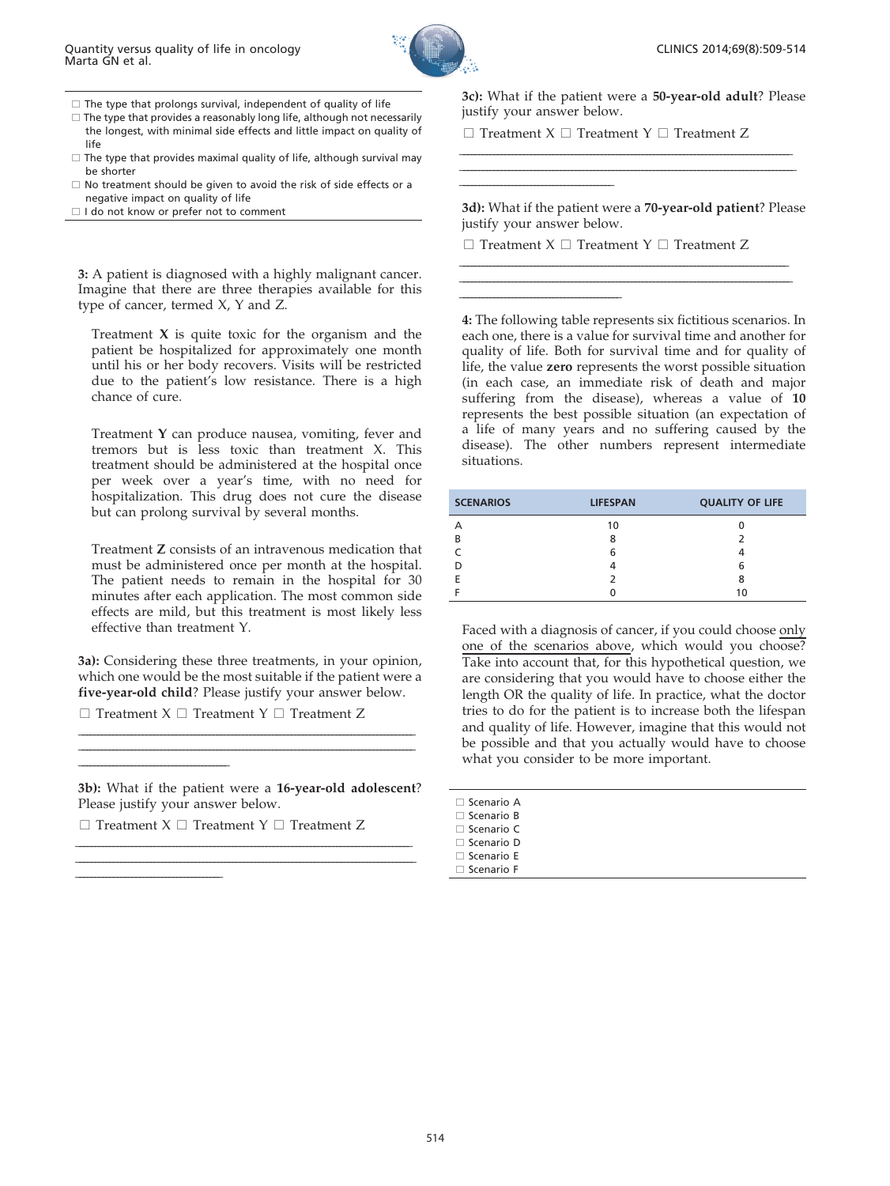- ☐ The type that prolongs survival, independent of quality of life
- ☐ The type that provides a reasonably long life, although not necessarily the longest, with minimal side effects and little impact on quality of life
- ☐ The type that provides maximal quality of life, although survival may be shorter
- ☐ No treatment should be given to avoid the risk of side effects or a negative impact on quality of life
- ☐ I do not know or prefer not to comment

**3:** A patient is diagnosed with a highly malignant cancer. Imagine that there are three therapies available for this type of cancer, termed X, Y and Z.

Treatment **X** is quite toxic for the organism and the patient be hospitalized for approximately one month until his or her body recovers. Visits will be restricted due to the patient's low resistance. There is a high chance of cure.

Treatment **Y** can produce nausea, vomiting, fever and tremors but is less toxic than treatment X. This treatment should be administered at the hospital once per week over a year's time, with no need for hospitalization. This drug does not cure the disease but can prolong survival by several months.

Treatment **Z** consists of an intravenous medication that must be administered once per month at the hospital. The patient needs to remain in the hospital for 30 minutes after each application. The most common side effects are mild, but this treatment is most likely less effective than treatment Y.

**3a):** Considering these three treatments, in your opinion, which one would be the most suitable if the patient were a **five-year-old child**? Please justify your answer below.

☐ Treatment X ☐ Treatment Y ☐ Treatment Z

______________________________________________________________
______________________________________________________________
____________________________

**3b):** What if the patient were a **16-year-old adolescent**? Please justify your answer below.

☐ Treatment X ☐ Treatment Y ☐ Treatment Z

______________________________________________________________
______________________________________________________________
____________________________

**3c):** What if the patient were a **50-year-old adult**? Please justify your answer below.

☐ Treatment X ☐ Treatment Y ☐ Treatment Z

______________________________________________________________
______________________________________________________________
____________________________

**3d):** What if the patient were a **70-year-old patient**? Please justify your answer below.

☐ Treatment X ☐ Treatment Y ☐ Treatment Z

______________________________________________________________
______________________________________________________________
____________________________

**4:** The following table represents six fictitious scenarios. In each one, there is a value for survival time and another for quality of life. Both for survival time and for quality of life, the value **zero** represents the worst possible situation (in each case, an immediate risk of death and major suffering from the disease), whereas a value of **10** represents the best possible situation (an expectation of a life of many years and no suffering caused by the disease). The other numbers represent intermediate situations.

| SCENARIOS | LIFESPAN | QUALITY OF LIFE |
|---|---|---|
| A | 10 | 0 |
| B | 8 | 2 |
| C | 6 | 4 |
| D | 4 | 6 |
| E | 2 | 8 |
| F | 0 | 10 |

Faced with a diagnosis of cancer, if you could choose only one of the scenarios above, which would you choose? Take into account that, for this hypothetical question, we are considering that you would have to choose either the length OR the quality of life. In practice, what the doctor tries to do for the patient is to increase both the lifespan and quality of life. However, imagine that this would not be possible and that you actually would have to choose what you consider to be more important.

- ☐ Scenario A
- ☐ Scenario B
- ☐ Scenario C
- ☐ Scenario D
- ☐ Scenario E
- ☐ Scenario F